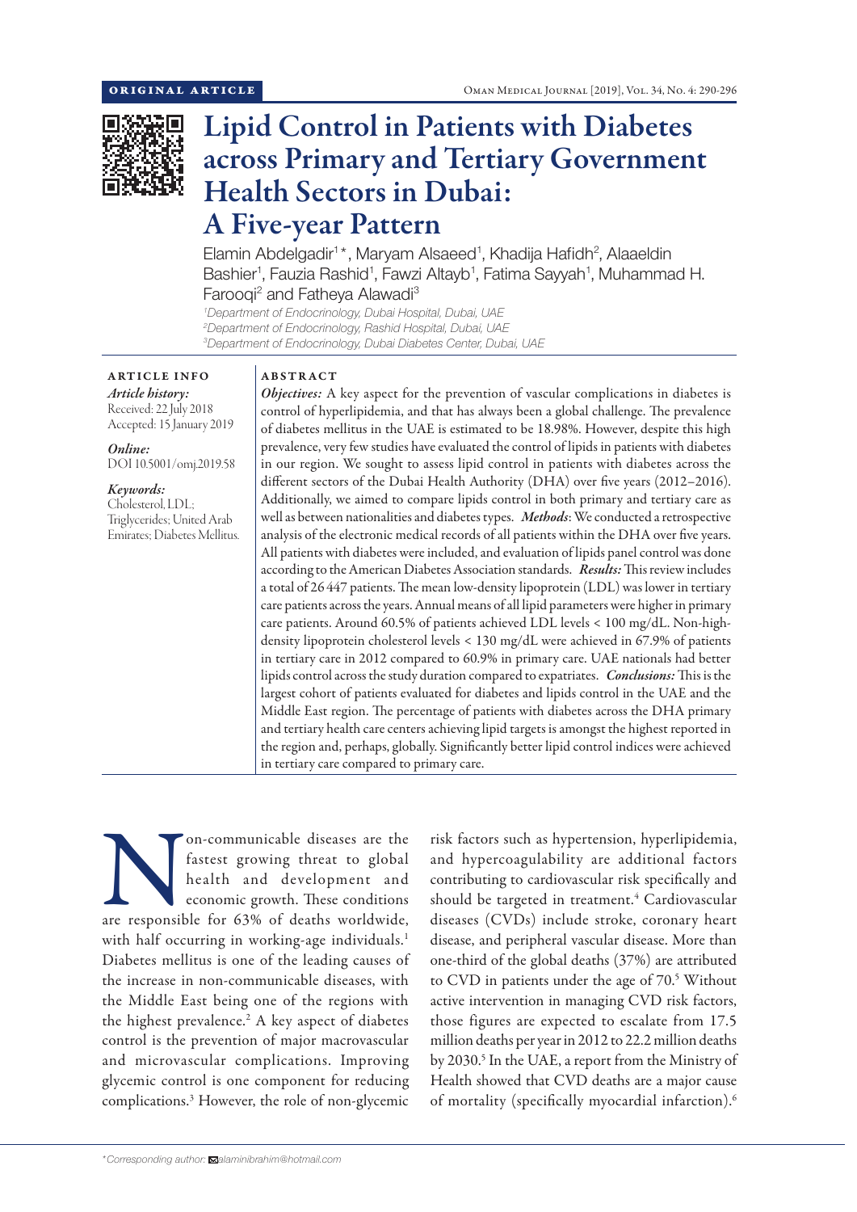ORIGINAL ARTICLE

# Lipid Control in Patients with Diabetes across Primary and Tertiary Government Health Sectors in Dubai: A Five-year Pattern

Elamin Abdelgadir[1]*, Maryam Alsaeed[1], Khadija Hafidh[2], Alaaeldin Bashier[1], Fauzia Rashid[1], Fawzi Altayb[1], Fatima Sayyah[1], Muhammad H. Farooqi[2] and Fatheya Alawadi[3]

[1]*Department of Endocrinology, Dubai Hospital, Dubai, UAE*
[2]*Department of Endocrinology, Rashid Hospital, Dubai, UAE*
[3]*Department of Endocrinology, Dubai Diabetes Center, Dubai, UAE*

## ARTICLE INFO

*Article history:*
Received: 22 July 2018
Accepted: 15 January 2019

*Online:*
DOI 10.5001/omj.2019.58

*Keywords:*
Cholesterol, LDL; Triglycerides; United Arab Emirates; Diabetes Mellitus.

## ABSTRACT

***Objectives:*** A key aspect for the prevention of vascular complications in diabetes is control of hyperlipidemia, and that has always been a global challenge. The prevalence of diabetes mellitus in the UAE is estimated to be 18.98%. However, despite this high prevalence, very few studies have evaluated the control of lipids in patients with diabetes in our region. We sought to assess lipid control in patients with diabetes across the different sectors of the Dubai Health Authority (DHA) over five years (2012–2016). Additionally, we aimed to compare lipids control in both primary and tertiary care as well as between nationalities and diabetes types. ***Methods***: We conducted a retrospective analysis of the electronic medical records of all patients within the DHA over five years. All patients with diabetes were included, and evaluation of lipids panel control was done according to the American Diabetes Association standards. ***Results:*** This review includes a total of 26 447 patients. The mean low-density lipoprotein (LDL) was lower in tertiary care patients across the years. Annual means of all lipid parameters were higher in primary care patients. Around 60.5% of patients achieved LDL levels < 100 mg/dL. Non-high-density lipoprotein cholesterol levels < 130 mg/dL were achieved in 67.9% of patients in tertiary care in 2012 compared to 60.9% in primary care. UAE nationals had better lipids control across the study duration compared to expatriates. ***Conclusions:*** This is the largest cohort of patients evaluated for diabetes and lipids control in the UAE and the Middle East region. The percentage of patients with diabetes across the DHA primary and tertiary health care centers achieving lipid targets is amongst the highest reported in the region and, perhaps, globally. Significantly better lipid control indices were achieved in tertiary care compared to primary care.

Non-communicable diseases are the fastest growing threat to global health and development and economic growth. These conditions are responsible for 63% of deaths worldwide, with half occurring in working-age individuals.[1] Diabetes mellitus is one of the leading causes of the increase in non-communicable diseases, with the Middle East being one of the regions with the highest prevalence.[2] A key aspect of diabetes control is the prevention of major macrovascular and microvascular complications. Improving glycemic control is one component for reducing complications.[3] However, the role of non-glycemic risk factors such as hypertension, hyperlipidemia, and hypercoagulability are additional factors contributing to cardiovascular risk specifically and should be targeted in treatment.[4] Cardiovascular diseases (CVDs) include stroke, coronary heart disease, and peripheral vascular disease. More than one-third of the global deaths (37%) are attributed to CVD in patients under the age of 70.[5] Without active intervention in managing CVD risk factors, those figures are expected to escalate from 17.5 million deaths per year in 2012 to 22.2 million deaths by 2030.[5] In the UAE, a report from the Ministry of Health showed that CVD deaths are a major cause of mortality (specifically myocardial infarction).[6]

*Corresponding author: elaminibrahim@hotmail.com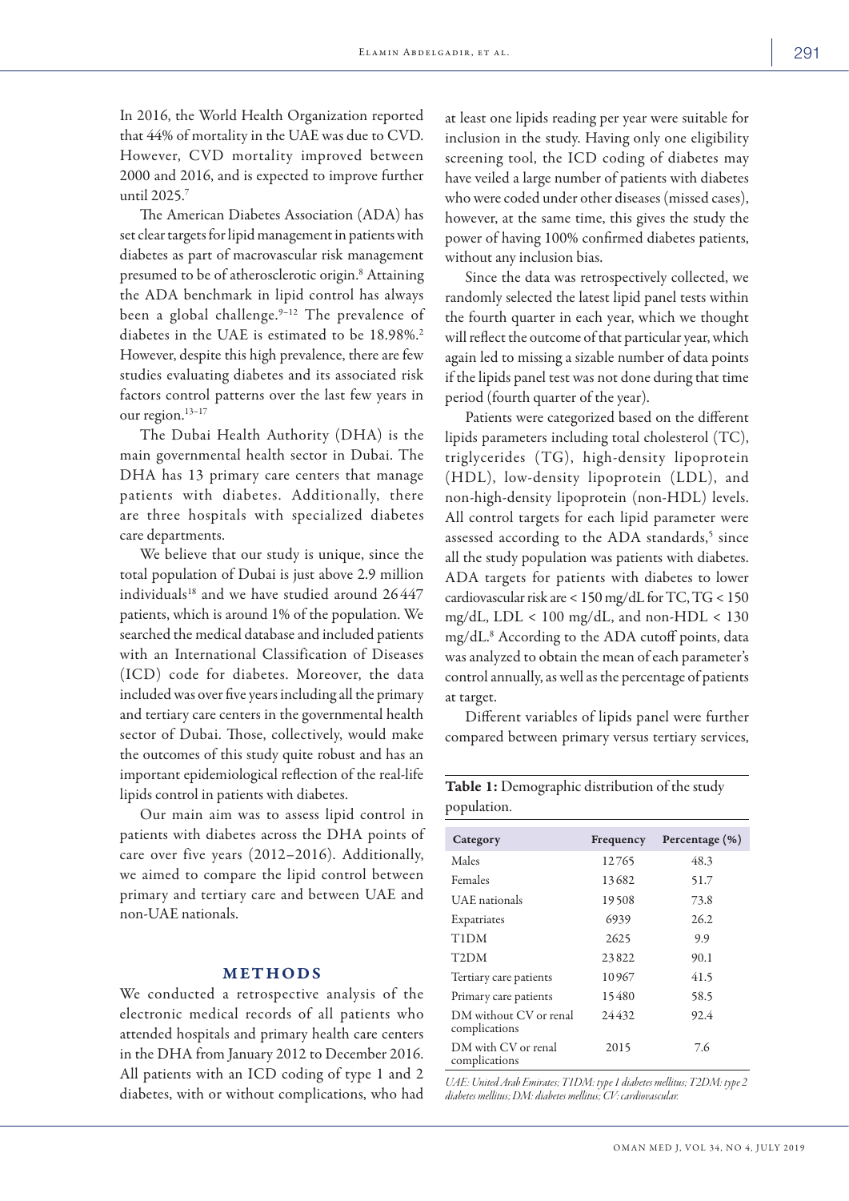In 2016, the World Health Organization reported that 44% of mortality in the UAE was due to CVD. However, CVD mortality improved between 2000 and 2016, and is expected to improve further until 2025.[7]

The American Diabetes Association (ADA) has set clear targets for lipid management in patients with diabetes as part of macrovascular risk management presumed to be of atherosclerotic origin.[8] Attaining the ADA benchmark in lipid control has always been a global challenge.[9–12] The prevalence of diabetes in the UAE is estimated to be 18.98%.[2] However, despite this high prevalence, there are few studies evaluating diabetes and its associated risk factors control patterns over the last few years in our region.[13–17]

The Dubai Health Authority (DHA) is the main governmental health sector in Dubai. The DHA has 13 primary care centers that manage patients with diabetes. Additionally, there are three hospitals with specialized diabetes care departments.

We believe that our study is unique, since the total population of Dubai is just above 2.9 million individuals[18] and we have studied around 26 447 patients, which is around 1% of the population. We searched the medical database and included patients with an International Classification of Diseases (ICD) code for diabetes. Moreover, the data included was over five years including all the primary and tertiary care centers in the governmental health sector of Dubai. Those, collectively, would make the outcomes of this study quite robust and has an important epidemiological reflection of the real-life lipids control in patients with diabetes.

Our main aim was to assess lipid control in patients with diabetes across the DHA points of care over five years (2012–2016). Additionally, we aimed to compare the lipid control between primary and tertiary care and between UAE and non-UAE nationals.

## METHODS

We conducted a retrospective analysis of the electronic medical records of all patients who attended hospitals and primary health care centers in the DHA from January 2012 to December 2016. All patients with an ICD coding of type 1 and 2 diabetes, with or without complications, who had at least one lipids reading per year were suitable for inclusion in the study. Having only one eligibility screening tool, the ICD coding of diabetes may have veiled a large number of patients with diabetes who were coded under other diseases (missed cases), however, at the same time, this gives the study the power of having 100% confirmed diabetes patients, without any inclusion bias.

Since the data was retrospectively collected, we randomly selected the latest lipid panel tests within the fourth quarter in each year, which we thought will reflect the outcome of that particular year, which again led to missing a sizable number of data points if the lipids panel test was not done during that time period (fourth quarter of the year).

Patients were categorized based on the different lipids parameters including total cholesterol (TC), triglycerides (TG), high-density lipoprotein (HDL), low-density lipoprotein (LDL), and non-high-density lipoprotein (non-HDL) levels. All control targets for each lipid parameter were assessed according to the ADA standards,[5] since all the study population was patients with diabetes. ADA targets for patients with diabetes to lower cardiovascular risk are < 150 mg/dL for TC, TG < 150 mg/dL, LDL < 100 mg/dL, and non-HDL < 130 mg/dL.[8] According to the ADA cutoff points, data was analyzed to obtain the mean of each parameter's control annually, as well as the percentage of patients at target.

Different variables of lipids panel were further compared between primary versus tertiary services,

**Table 1:** Demographic distribution of the study population.

| Category | Frequency | Percentage (%) |
|---|---|---|
| Males | 12765 | 48.3 |
| Females | 13682 | 51.7 |
| UAE nationals | 19508 | 73.8 |
| Expatriates | 6939 | 26.2 |
| T1DM | 2625 | 9.9 |
| T2DM | 23822 | 90.1 |
| Tertiary care patients | 10967 | 41.5 |
| Primary care patients | 15480 | 58.5 |
| DM without CV or renal complications | 24432 | 92.4 |
| DM with CV or renal complications | 2015 | 7.6 |

*UAE: United Arab Emirates; T1DM: type 1 diabetes mellitus; T2DM: type 2 diabetes mellitus; DM: diabetes mellitus; CV: cardiovascular.*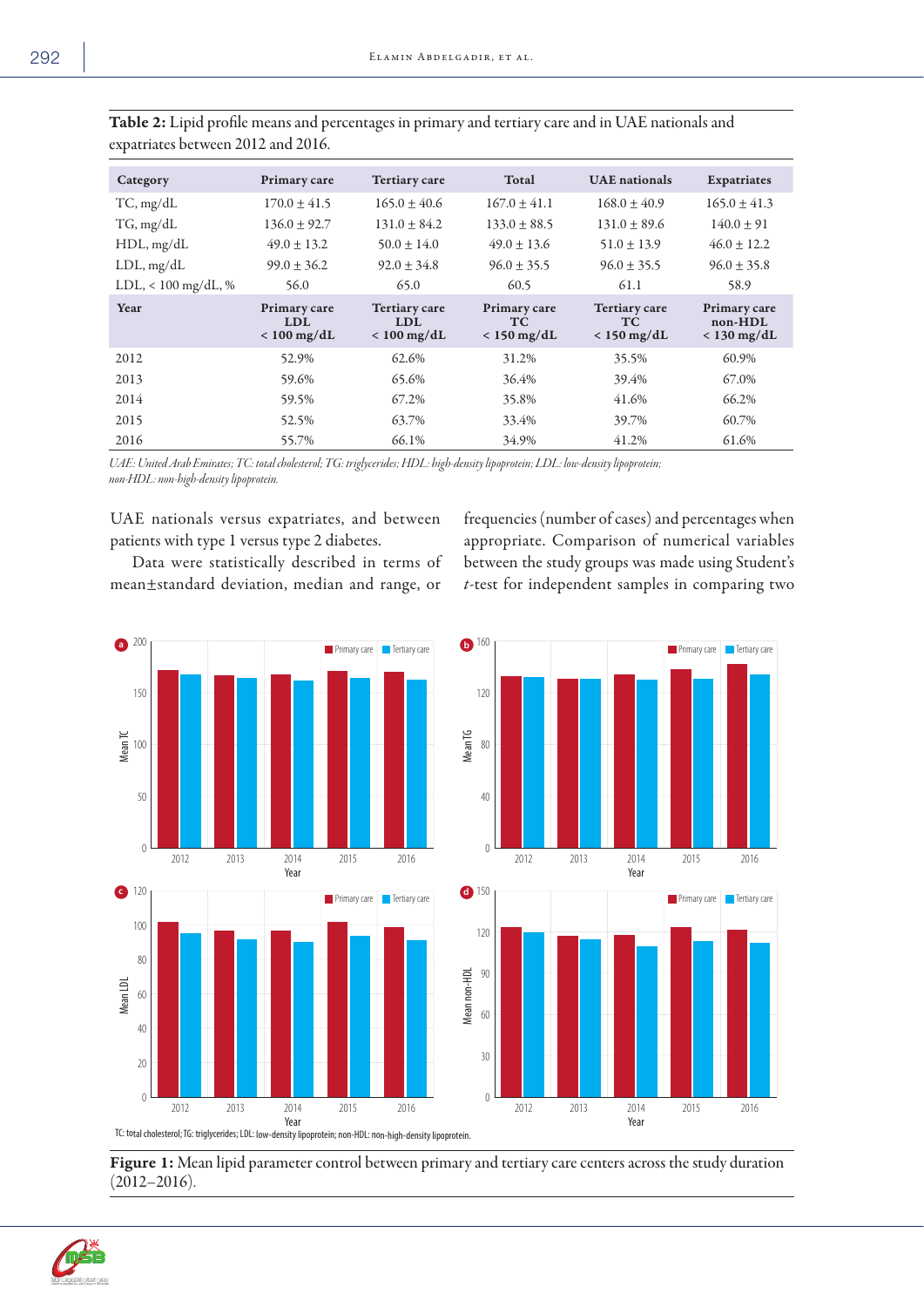**Table 2:** Lipid profile means and percentages in primary and tertiary care and in UAE nationals and expatriates between 2012 and 2016.

| Category | Primary care | Tertiary care | Total | UAE nationals | Expatriates |
|---|---|---|---|---|---|
| TC, mg/dL | 170.0 ± 41.5 | 165.0 ± 40.6 | 167.0 ± 41.1 | 168.0 ± 40.9 | 165.0 ± 41.3 |
| TG, mg/dL | 136.0 ± 92.7 | 131.0 ± 84.2 | 133.0 ± 88.5 | 131.0 ± 89.6 | 140.0 ± 91 |
| HDL, mg/dL | 49.0 ± 13.2 | 50.0 ± 14.0 | 49.0 ± 13.6 | 51.0 ± 13.9 | 46.0 ± 12.2 |
| LDL, mg/dL | 99.0 ± 36.2 | 92.0 ± 34.8 | 96.0 ± 35.5 | 96.0 ± 35.5 | 96.0 ± 35.8 |
| LDL, < 100 mg/dL, % | 56.0 | 65.0 | 60.5 | 61.1 | 58.9 |
| **Year** | **Primary care LDL < 100 mg/dL** | **Tertiary care LDL < 100 mg/dL** | **Primary care TC < 150 mg/dL** | **Tertiary care TC < 150 mg/dL** | **Primary care non-HDL < 130 mg/dL** |
| 2012 | 52.9% | 62.6% | 31.2% | 35.5% | 60.9% |
| 2013 | 59.6% | 65.6% | 36.4% | 39.4% | 67.0% |
| 2014 | 59.5% | 67.2% | 35.8% | 41.6% | 66.2% |
| 2015 | 52.5% | 63.7% | 33.4% | 39.7% | 60.7% |
| 2016 | 55.7% | 66.1% | 34.9% | 41.2% | 61.6% |

*UAE: United Arab Emirates; TC: total cholesterol; TG: triglycerides; HDL: high-density lipoprotein; LDL: low-density lipoprotein; non-HDL: non-high-density lipoprotein.*

UAE nationals versus expatriates, and between patients with type 1 versus type 2 diabetes.

Data were statistically described in terms of mean±standard deviation, median and range, or frequencies (number of cases) and percentages when appropriate. Comparison of numerical variables between the study groups was made using Student's *t*-test for independent samples in comparing two

TC: total cholesterol; TG: triglycerides; LDL: low-density lipoprotein; non-HDL: non-high-density lipoprotein.

**Figure 1:** Mean lipid parameter control between primary and tertiary care centers across the study duration (2012–2016).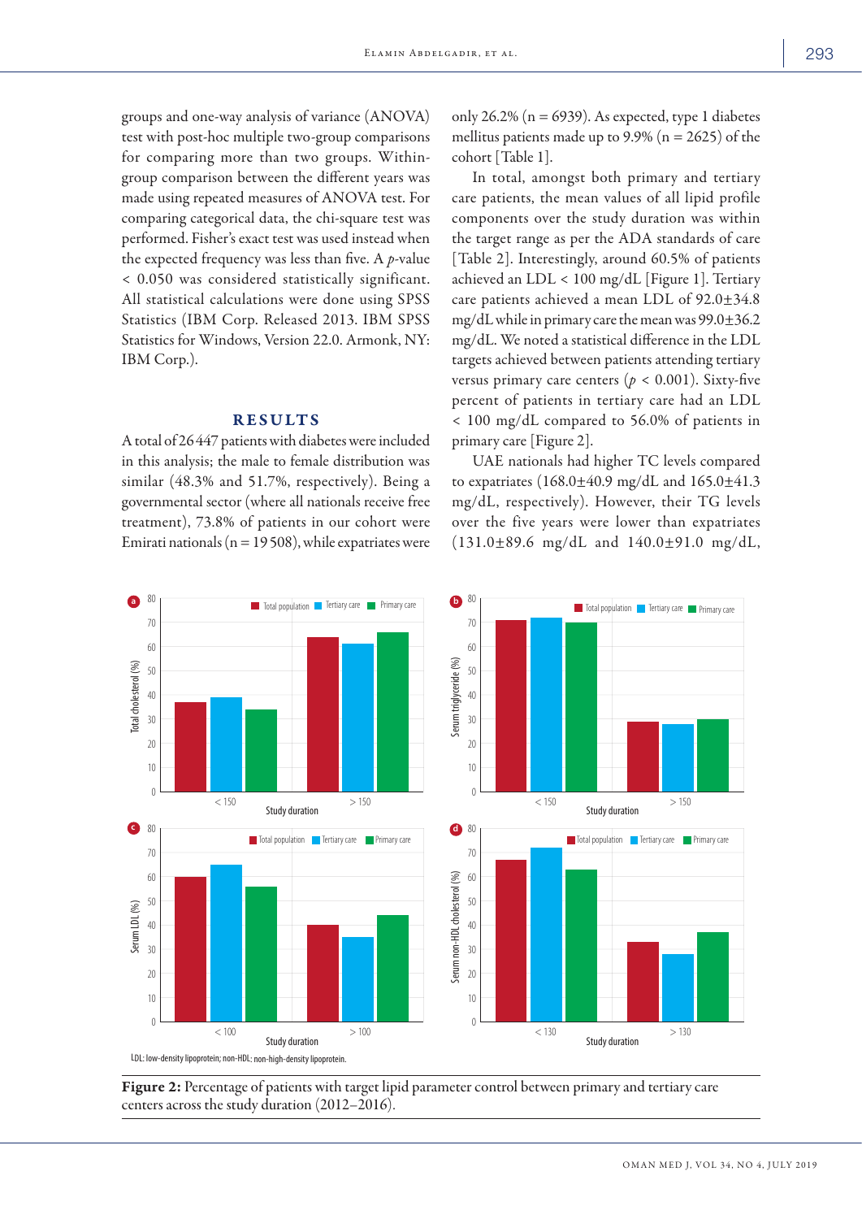groups and one-way analysis of variance (ANOVA) test with post-hoc multiple two-group comparisons for comparing more than two groups. Within-group comparison between the different years was made using repeated measures of ANOVA test. For comparing categorical data, the chi-square test was performed. Fisher's exact test was used instead when the expected frequency was less than five. A $p$-value $< 0.050$ was considered statistically significant. All statistical calculations were done using SPSS Statistics (IBM Corp. Released 2013. IBM SPSS Statistics for Windows, Version 22.0. Armonk, NY: IBM Corp.).

## RESULTS

A total of 26 447 patients with diabetes were included in this analysis; the male to female distribution was similar (48.3% and 51.7%, respectively). Being a governmental sector (where all nationals receive free treatment), 73.8% of patients in our cohort were Emirati nationals (n = 19 508), while expatriates were only 26.2% (n = 6939). As expected, type 1 diabetes mellitus patients made up to 9.9% (n = 2625) of the cohort [Table 1].

In total, amongst both primary and tertiary care patients, the mean values of all lipid profile components over the study duration was within the target range as per the ADA standards of care [Table 2]. Interestingly, around 60.5% of patients achieved an LDL < 100 mg/dL [Figure 1]. Tertiary care patients achieved a mean LDL of 92.0±34.8 mg/dL while in primary care the mean was 99.0±36.2 mg/dL. We noted a statistical difference in the LDL targets achieved between patients attending tertiary versus primary care centers ($p < 0.001$). Sixty-five percent of patients in tertiary care had an LDL < 100 mg/dL compared to 56.0% of patients in primary care [Figure 2].

UAE nationals had higher TC levels compared to expatriates (168.0±40.9 mg/dL and 165.0±41.3 mg/dL, respectively). However, their TG levels over the five years were lower than expatriates (131.0±89.6 mg/dL and 140.0±91.0 mg/dL,

LDL: low-density lipoprotein; non-HDL: non-high-density lipoprotein.

**Figure 2:** Percentage of patients with target lipid parameter control between primary and tertiary care centers across the study duration (2012–2016).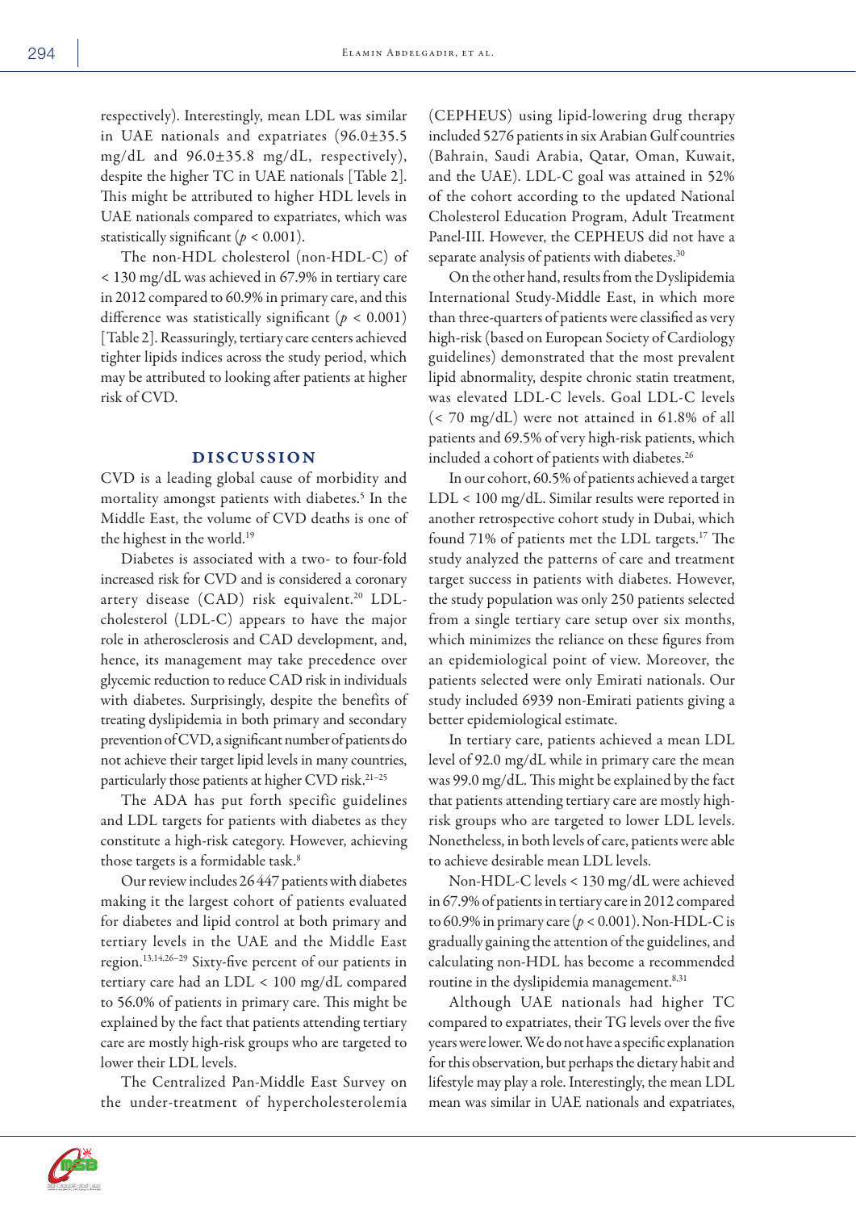respectively). Interestingly, mean LDL was similar in UAE nationals and expatriates (96.0±35.5 mg/dL and 96.0±35.8 mg/dL, respectively), despite the higher TC in UAE nationals [Table 2]. This might be attributed to higher HDL levels in UAE nationals compared to expatriates, which was statistically significant ($p < 0.001$).

The non-HDL cholesterol (non-HDL-C) of < 130 mg/dL was achieved in 67.9% in tertiary care in 2012 compared to 60.9% in primary care, and this difference was statistically significant ($p < 0.001$) [Table 2]. Reassuringly, tertiary care centers achieved tighter lipids indices across the study period, which may be attributed to looking after patients at higher risk of CVD.

## DISCUSSION

CVD is a leading global cause of morbidity and mortality amongst patients with diabetes.[5] In the Middle East, the volume of CVD deaths is one of the highest in the world.[19]

Diabetes is associated with a two- to four-fold increased risk for CVD and is considered a coronary artery disease (CAD) risk equivalent.[20] LDL-cholesterol (LDL-C) appears to have the major role in atherosclerosis and CAD development, and, hence, its management may take precedence over glycemic reduction to reduce CAD risk in individuals with diabetes. Surprisingly, despite the benefits of treating dyslipidemia in both primary and secondary prevention of CVD, a significant number of patients do not achieve their target lipid levels in many countries, particularly those patients at higher CVD risk.[21–25]

The ADA has put forth specific guidelines and LDL targets for patients with diabetes as they constitute a high-risk category. However, achieving those targets is a formidable task.[8]

Our review includes 26 447 patients with diabetes making it the largest cohort of patients evaluated for diabetes and lipid control at both primary and tertiary levels in the UAE and the Middle East region.[13,14,26–29] Sixty-five percent of our patients in tertiary care had an LDL < 100 mg/dL compared to 56.0% of patients in primary care. This might be explained by the fact that patients attending tertiary care are mostly high-risk groups who are targeted to lower their LDL levels.

The Centralized Pan-Middle East Survey on the under-treatment of hypercholesterolemia (CEPHEUS) using lipid-lowering drug therapy included 5276 patients in six Arabian Gulf countries (Bahrain, Saudi Arabia, Qatar, Oman, Kuwait, and the UAE). LDL-C goal was attained in 52% of the cohort according to the updated National Cholesterol Education Program, Adult Treatment Panel-III. However, the CEPHEUS did not have a separate analysis of patients with diabetes.[30]

On the other hand, results from the Dyslipidemia International Study-Middle East, in which more than three-quarters of patients were classified as very high-risk (based on European Society of Cardiology guidelines) demonstrated that the most prevalent lipid abnormality, despite chronic statin treatment, was elevated LDL-C levels. Goal LDL-C levels (< 70 mg/dL) were not attained in 61.8% of all patients and 69.5% of very high-risk patients, which included a cohort of patients with diabetes.[26]

In our cohort, 60.5% of patients achieved a target LDL < 100 mg/dL. Similar results were reported in another retrospective cohort study in Dubai, which found 71% of patients met the LDL targets.[17] The study analyzed the patterns of care and treatment target success in patients with diabetes. However, the study population was only 250 patients selected from a single tertiary care setup over six months, which minimizes the reliance on these figures from an epidemiological point of view. Moreover, the patients selected were only Emirati nationals. Our study included 6939 non-Emirati patients giving a better epidemiological estimate.

In tertiary care, patients achieved a mean LDL level of 92.0 mg/dL while in primary care the mean was 99.0 mg/dL. This might be explained by the fact that patients attending tertiary care are mostly high-risk groups who are targeted to lower LDL levels. Nonetheless, in both levels of care, patients were able to achieve desirable mean LDL levels.

Non-HDL-C levels < 130 mg/dL were achieved in 67.9% of patients in tertiary care in 2012 compared to 60.9% in primary care ($p < 0.001$). Non-HDL-C is gradually gaining the attention of the guidelines, and calculating non-HDL has become a recommended routine in the dyslipidemia management.[8,31]

Although UAE nationals had higher TC compared to expatriates, their TG levels over the five years were lower. We do not have a specific explanation for this observation, but perhaps the dietary habit and lifestyle may play a role. Interestingly, the mean LDL mean was similar in UAE nationals and expatriates,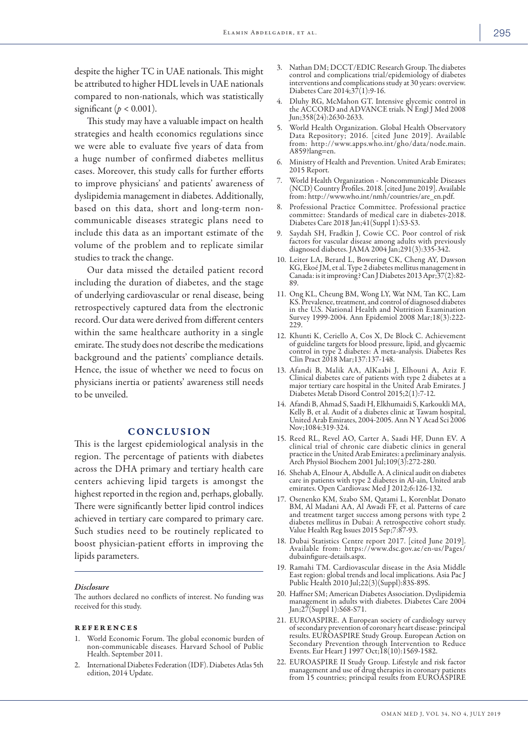despite the higher TC in UAE nationals. This might be attributed to higher HDL levels in UAE nationals compared to non-nationals, which was statistically significant ($p < 0.001$).

This study may have a valuable impact on health strategies and health economics regulations since we were able to evaluate five years of data from a huge number of confirmed diabetes mellitus cases. Moreover, this study calls for further efforts to improve physicians' and patients' awareness of dyslipidemia management in diabetes. Additionally, based on this data, short and long-term non-communicable diseases strategic plans need to include this data as an important estimate of the volume of the problem and to replicate similar studies to track the change.

Our data missed the detailed patient record including the duration of diabetes, and the stage of underlying cardiovascular or renal disease, being retrospectively captured data from the electronic record. Our data were derived from different centers within the same healthcare authority in a single emirate. The study does not describe the medications background and the patients' compliance details. Hence, the issue of whether we need to focus on physicians inertia or patients' awareness still needs to be unveiled.

## CONCLUSION

This is the largest epidemiological analysis in the region. The percentage of patients with diabetes across the DHA primary and tertiary health care centers achieving lipid targets is amongst the highest reported in the region and, perhaps, globally. There were significantly better lipid control indices achieved in tertiary care compared to primary care. Such studies need to be routinely replicated to boost physician-patient efforts in improving the lipids parameters.

### *Disclosure*

The authors declared no conflicts of interest. No funding was received for this study.

## REFERENCES

1. World Economic Forum. The global economic burden of non-communicable diseases. Harvard School of Public Health. September 2011.
2. International Diabetes Federation (IDF). Diabetes Atlas 5th edition, 2014 Update.
3. Nathan DM; DCCT/EDIC Research Group. The diabetes control and complications trial/epidemiology of diabetes interventions and complications study at 30 years: overview. Diabetes Care 2014;37(1):9-16.
4. Dluhy RG, McMahon GT. Intensive glycemic control in the ACCORD and ADVANCE trials. N Engl J Med 2008 Jun;358(24):2630-2633.
5. World Health Organization. Global Health Observatory Data Repository; 2016. [cited June 2019]. Available from: http://www.apps.who.int/gho/data/node.main.A859?lang=en.
6. Ministry of Health and Prevention. United Arab Emirates; 2015 Report.
7. World Health Organization - Noncommunicable Diseases (NCD) Country Profiles. 2018. [cited June 2019]. Available from: http://www.who.int/nmh/countries/are_en.pdf.
8. Professional Practice Committee. Professional practice committee: Standards of medical care in diabetes-2018. Diabetes Care 2018 Jan;41(Suppl 1):S3-S3.
9. Saydah SH, Fradkin J, Cowie CC. Poor control of risk factors for vascular disease among adults with previously diagnosed diabetes. JAMA 2004 Jan;291(3):335-342.
10. Leiter LA, Berard L, Bowering CK, Cheng AY, Dawson KG, Ekoé JM, et al. Type 2 diabetes mellitus management in Canada: is it improving? Can J Diabetes 2013 Apr;37(2):82-89.
11. Ong KL, Cheung BM, Wong LY, Wat NM, Tan KC, Lam KS. Prevalence, treatment, and control of diagnosed diabetes in the U.S. National Health and Nutrition Examination Survey 1999-2004. Ann Epidemiol 2008 Mar;18(3):222-229.
12. Khunti K, Ceriello A, Cos X, De Block C. Achievement of guideline targets for blood pressure, lipid, and glycaemic control in type 2 diabetes: A meta-analysis. Diabetes Res Clin Pract 2018 Mar;137:137-148.
13. Afandi B, Malik AA, AlKaabi J, Elhouni A, Aziz F. Clinical diabetes care of patients with type 2 diabetes at a major tertiary care hospital in the United Arab Emirates. J Diabetes Metab Disord Control 2015;2(1):7-12.
14. Afandi B, Ahmad S, Saadi H, Elkhumaidi S, Karkoukli MA, Kelly B, et al. Audit of a diabetes clinic at Tawam hospital, United Arab Emirates, 2004-2005. Ann N Y Acad Sci 2006 Nov;1084:319-324.
15. Reed RL, Revel AO, Carter A, Saadi HF, Dunn EV. A clinical trial of chronic care diabetic clinics in general practice in the United Arab Emirates: a preliminary analysis. Arch Physiol Biochem 2001 Jul;109(3):272-280.
16. Shehab A, Elnour A, Abdulle A. A clinical audit on diabetes care in patients with type 2 diabetes in Al-ain, United arab emirates. Open Cardiovasc Med J 2012;6:126-132.
17. Osenenko KM, Szabo SM, Qatami L, Korenblat Donato BM, Al Madani AA, Al Awadi FF, et al. Patterns of care and treatment target success among persons with type 2 diabetes mellitus in Dubai: A retrospective cohort study. Value Health Reg Issues 2015 Sep;7:87-93.
18. Dubai Statistics Centre report 2017. [cited June 2019]. Available from: https://www.dsc.gov.ae/en-us/Pages/dubainfigure-details.aspx.
19. Ramahi TM. Cardiovascular disease in the Asia Middle East region: global trends and local implications. Asia Pac J Public Health 2010 Jul;22(3)(Suppl):83S-89S.
20. Haffner SM; American Diabetes Association. Dyslipidemia management in adults with diabetes. Diabetes Care 2004 Jan;27(Suppl 1):S68-S71.
21. EUROASPIRE. A European society of cardiology survey of secondary prevention of coronary heart disease: principal results. EUROASPIRE Study Group. European Action on Secondary Prevention through Intervention to Reduce Events. Eur Heart J 1997 Oct;18(10):1569-1582.
22. EUROASPIRE II Study Group. Lifestyle and risk factor management and use of drug therapies in coronary patients from 15 countries; principal results from EUROASPIRE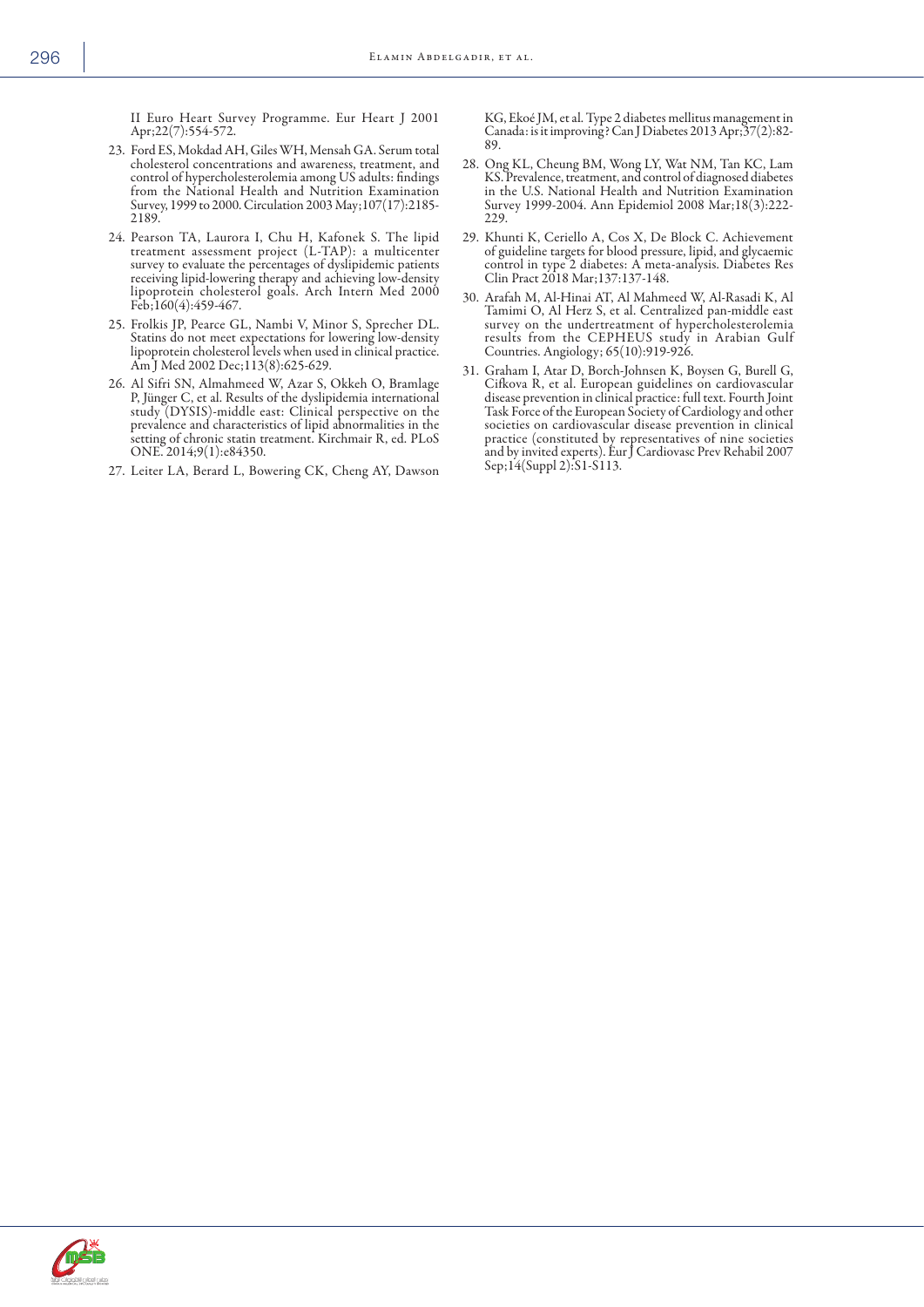II Euro Heart Survey Programme. Eur Heart J 2001 Apr;22(7):554-572.

23. Ford ES, Mokdad AH, Giles WH, Mensah GA. Serum total cholesterol concentrations and awareness, treatment, and control of hypercholesterolemia among US adults: findings from the National Health and Nutrition Examination Survey, 1999 to 2000. Circulation 2003 May;107(17):2185-2189.
24. Pearson TA, Laurora I, Chu H, Kafonek S. The lipid treatment assessment project (L-TAP): a multicenter survey to evaluate the percentages of dyslipidemic patients receiving lipid-lowering therapy and achieving low-density lipoprotein cholesterol goals. Arch Intern Med 2000 Feb;160(4):459-467.
25. Frolkis JP, Pearce GL, Nambi V, Minor S, Sprecher DL. Statins do not meet expectations for lowering low-density lipoprotein cholesterol levels when used in clinical practice. Am J Med 2002 Dec;113(8):625-629.
26. Al Sifri SN, Almahmeed W, Azar S, Okkeh O, Bramlage P, Jünger C, et al. Results of the dyslipidemia international study (DYSIS)-middle east: Clinical perspective on the prevalence and characteristics of lipid abnormalities in the setting of chronic statin treatment. Kirchmair R, ed. PLoS ONE. 2014;9(1):e84350.
27. Leiter LA, Berard L, Bowering CK, Cheng AY, Dawson KG, Ekoé JM, et al. Type 2 diabetes mellitus management in Canada: is it improving? Can J Diabetes 2013 Apr;37(2):82-89.
28. Ong KL, Cheung BM, Wong LY, Wat NM, Tan KC, Lam KS. Prevalence, treatment, and control of diagnosed diabetes in the U.S. National Health and Nutrition Examination Survey 1999-2004. Ann Epidemiol 2008 Mar;18(3):222-229.
29. Khunti K, Ceriello A, Cos X, De Block C. Achievement of guideline targets for blood pressure, lipid, and glycaemic control in type 2 diabetes: A meta-analysis. Diabetes Res Clin Pract 2018 Mar;137:137-148.
30. Arafah M, Al-Hinai AT, Al Mahmeed W, Al-Rasadi K, Al Tamimi O, Al Herz S, et al. Centralized pan-middle east survey on the undertreatment of hypercholesterolemia results from the CEPHEUS study in Arabian Gulf Countries. Angiology; 65(10):919-926.
31. Graham I, Atar D, Borch-Johnsen K, Boysen G, Burell G, Cifkova R, et al. European guidelines on cardiovascular disease prevention in clinical practice: full text. Fourth Joint Task Force of the European Society of Cardiology and other societies on cardiovascular disease prevention in clinical practice (constituted by representatives of nine societies and by invited experts). Eur J Cardiovasc Prev Rehabil 2007 Sep;14(Suppl 2):S1-S113.